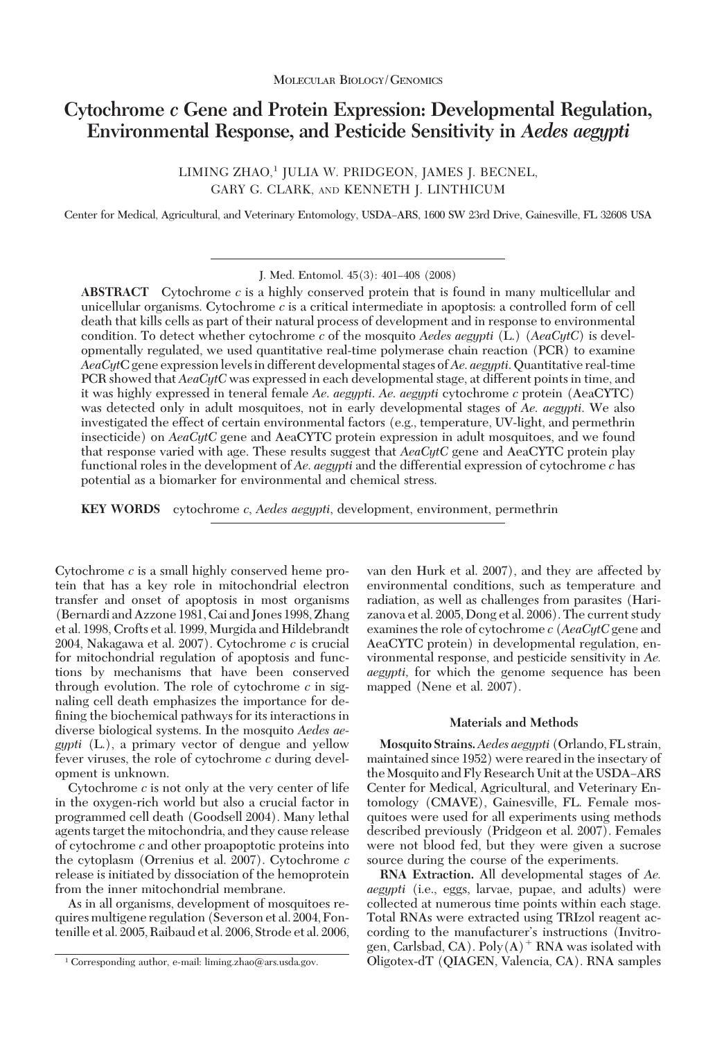Molecular Biology/Genomics

# Cytochrome *c* Gene and Protein Expression: Developmental Regulation, Environmental Response, and Pesticide Sensitivity in *Aedes aegypti*

LIMING ZHAO,[1] JULIA W. PRIDGEON, JAMES J. BECNEL, GARY G. CLARK, AND KENNETH J. LINTHICUM

Center for Medical, Agricultural, and Veterinary Entomology, USDA–ARS, 1600 SW 23rd Drive, Gainesville, FL 32608 USA

J. Med. Entomol. 45(3): 401–408 (2008)

**ABSTRACT** Cytochrome *c* is a highly conserved protein that is found in many multicellular and unicellular organisms. Cytochrome *c* is a critical intermediate in apoptosis: a controlled form of cell death that kills cells as part of their natural process of development and in response to environmental condition. To detect whether cytochrome *c* of the mosquito *Aedes aegypti* (L.) (*AeaCytC*) is developmentally regulated, we used quantitative real-time polymerase chain reaction (PCR) to examine *AeaCyt*C gene expression levels in different developmental stages of *Ae. aegypti*. Quantitative real-time PCR showed that *AeaCytC* was expressed in each developmental stage, at different points in time, and it was highly expressed in teneral female *Ae. aegypti*. *Ae. aegypti* cytochrome *c* protein (AeaCYTC) was detected only in adult mosquitoes, not in early developmental stages of *Ae. aegypti*. We also investigated the effect of certain environmental factors (e.g., temperature, UV-light, and permethrin insecticide) on *AeaCytC* gene and AeaCYTC protein expression in adult mosquitoes, and we found that response varied with age. These results suggest that *AeaCytC* gene and AeaCYTC protein play functional roles in the development of *Ae. aegypti* and the differential expression of cytochrome *c* has potential as a biomarker for environmental and chemical stress.

**KEY WORDS** cytochrome *c*, *Aedes aegypti*, development, environment, permethrin

Cytochrome *c* is a small highly conserved heme protein that has a key role in mitochondrial electron transfer and onset of apoptosis in most organisms (Bernardi and Azzone 1981, Cai and Jones 1998, Zhang et al. 1998, Crofts et al. 1999, Murgida and Hildebrandt 2004, Nakagawa et al. 2007). Cytochrome *c* is crucial for mitochondrial regulation of apoptosis and functions by mechanisms that have been conserved through evolution. The role of cytochrome *c* in signaling cell death emphasizes the importance for defining the biochemical pathways for its interactions in diverse biological systems. In the mosquito *Aedes aegypti* (L.), a primary vector of dengue and yellow fever viruses, the role of cytochrome *c* during development is unknown.

Cytochrome *c* is not only at the very center of life in the oxygen-rich world but also a crucial factor in programmed cell death (Goodsell 2004). Many lethal agents target the mitochondria, and they cause release of cytochrome *c* and other proapoptotic proteins into the cytoplasm (Orrenius et al. 2007). Cytochrome *c* release is initiated by dissociation of the hemoprotein from the inner mitochondrial membrane.

As in all organisms, development of mosquitoes requires multigene regulation (Severson et al. 2004, Fontenille et al. 2005, Raibaud et al. 2006, Strode et al. 2006, van den Hurk et al. 2007), and they are affected by environmental conditions, such as temperature and radiation, as well as challenges from parasites (Harizanova et al. 2005, Dong et al. 2006). The current study examines the role of cytochrome *c* (*AeaCytC* gene and AeaCYTC protein) in developmental regulation, environmental response, and pesticide sensitivity in *Ae. aegypti,* for which the genome sequence has been mapped (Nene et al. 2007).

## Materials and Methods

**Mosquito Strains.** *Aedes aegypti* (Orlando, FL strain, maintained since 1952) were reared in the insectary of the Mosquito and Fly Research Unit at the USDA–ARS Center for Medical, Agricultural, and Veterinary Entomology (CMAVE), Gainesville, FL. Female mosquitoes were used for all experiments using methods described previously (Pridgeon et al. 2007). Females were not blood fed, but they were given a sucrose source during the course of the experiments.

**RNA Extraction.** All developmental stages of *Ae. aegypti* (i.e., eggs, larvae, pupae, and adults) were collected at numerous time points within each stage. Total RNAs were extracted using TRIzol reagent according to the manufacturer's instructions (Invitrogen, Carlsbad, CA). Poly(A)$^+$ RNA was isolated with Oligotex-dT (QIAGEN, Valencia, CA). RNA samples

[1] Corresponding author, e-mail: liming.zhao@ars.usda.gov.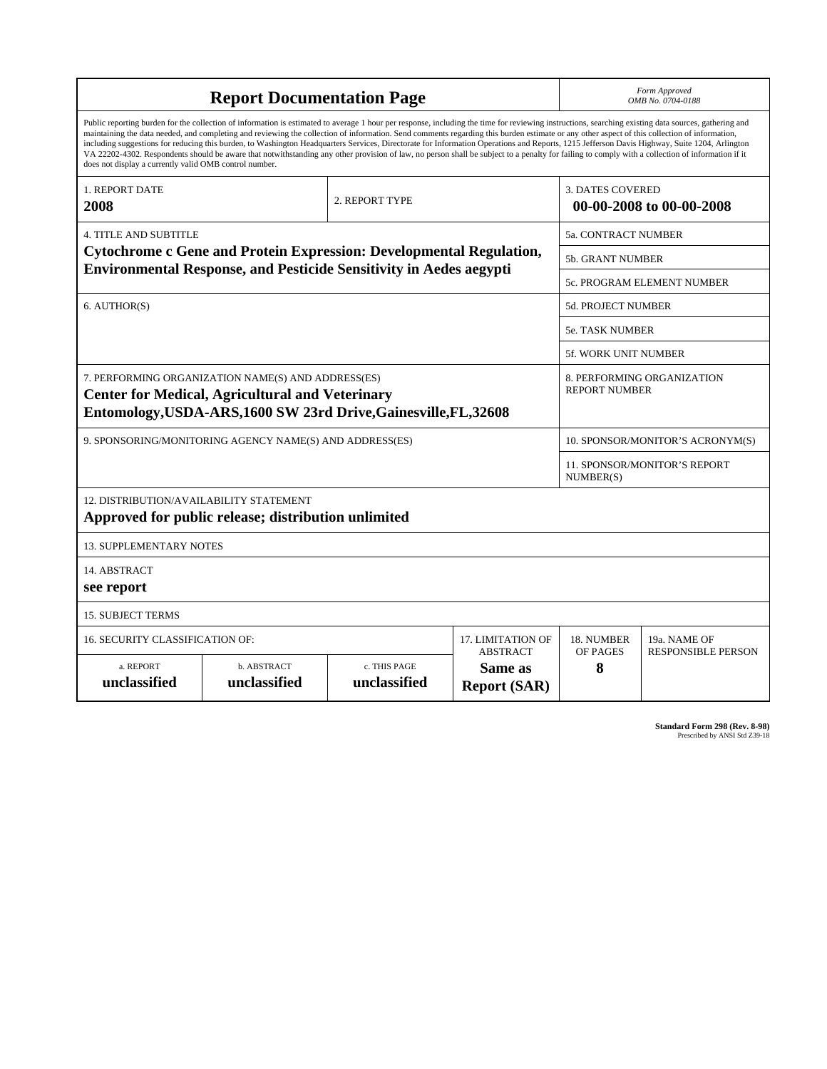# Report Documentation Page

*Form Approved*
*OMB No. 0704-0188*

Public reporting burden for the collection of information is estimated to average 1 hour per response, including the time for reviewing instructions, searching existing data sources, gathering and maintaining the data needed, and completing and reviewing the collection of information. Send comments regarding this burden estimate or any other aspect of this collection of information, including suggestions for reducing this burden, to Washington Headquarters Services, Directorate for Information Operations and Reports, 1215 Jefferson Davis Highway, Suite 1204, Arlington VA 22202-4302. Respondents should be aware that notwithstanding any other provision of law, no person shall be subject to a penalty for failing to comply with a collection of information if it does not display a currently valid OMB control number.

| 1. REPORT DATE | 2. REPORT TYPE | 3. DATES COVERED |
|---|---|---|
| **2008** | | **00-00-2008 to 00-00-2008** |

| 4. TITLE AND SUBTITLE | |
|---|---|
| **Cytochrome c Gene and Protein Expression: Developmental Regulation, Environmental Response, and Pesticide Sensitivity in Aedes aegypti** | 5a. CONTRACT NUMBER |
| | 5b. GRANT NUMBER |
| | 5c. PROGRAM ELEMENT NUMBER |
| 6. AUTHOR(S) | 5d. PROJECT NUMBER |
| | 5e. TASK NUMBER |
| | 5f. WORK UNIT NUMBER |
| 7. PERFORMING ORGANIZATION NAME(S) AND ADDRESS(ES) **Center for Medical, Agricultural and Veterinary Entomology,USDA-ARS,1600 SW 23rd Drive,Gainesville,FL,32608** | 8. PERFORMING ORGANIZATION REPORT NUMBER |
| 9. SPONSORING/MONITORING AGENCY NAME(S) AND ADDRESS(ES) | 10. SPONSOR/MONITOR'S ACRONYM(S) |
| | 11. SPONSOR/MONITOR'S REPORT NUMBER(S) |

12. DISTRIBUTION/AVAILABILITY STATEMENT
**Approved for public release; distribution unlimited**

13. SUPPLEMENTARY NOTES

14. ABSTRACT
**see report**

15. SUBJECT TERMS

| 16. SECURITY CLASSIFICATION OF: | | | 17. LIMITATION OF ABSTRACT | 18. NUMBER OF PAGES | 19a. NAME OF RESPONSIBLE PERSON |
|---|---|---|---|---|---|
| a. REPORT | b. ABSTRACT | c. THIS PAGE | | | |
| **unclassified** | **unclassified** | **unclassified** | **Same as Report (SAR)** | **8** | |

**Standard Form 298 (Rev. 8-98)**
Prescribed by ANSI Std Z39-18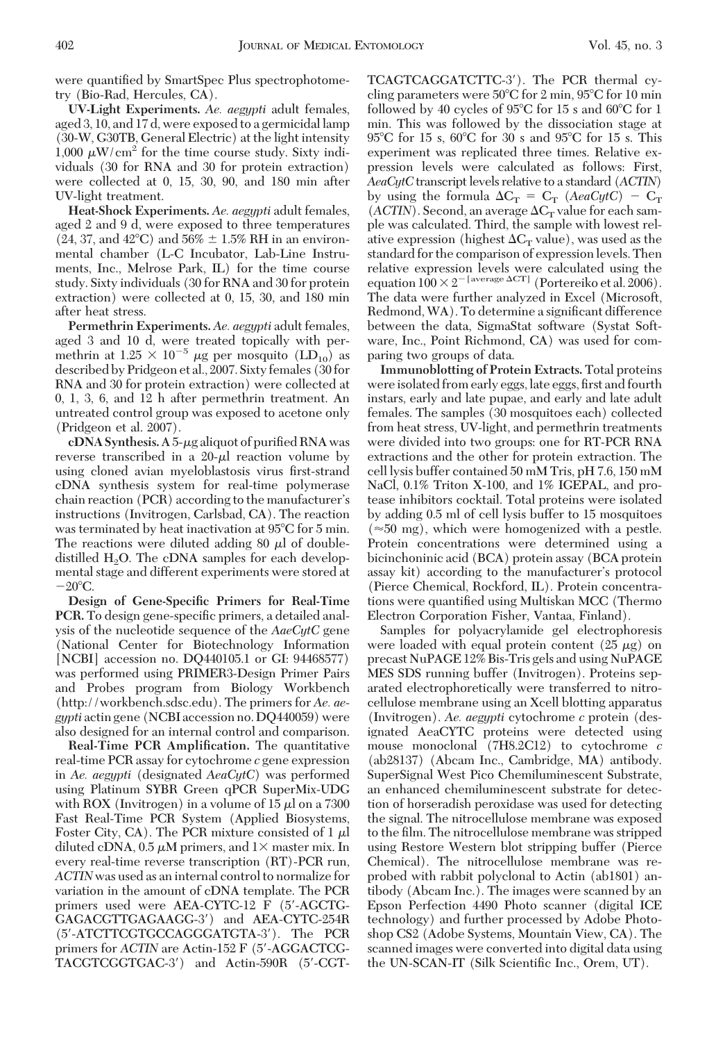were quantified by SmartSpec Plus spectrophotometry (Bio-Rad, Hercules, CA).

**UV-Light Experiments.** *Ae. aegypti* adult females, aged 3, 10, and 17 d, were exposed to a germicidal lamp (30-W, G30TB, General Electric) at the light intensity 1,000 $\mu$W/cm$^2$ for the time course study. Sixty individuals (30 for RNA and 30 for protein extraction) were collected at 0, 15, 30, 90, and 180 min after UV-light treatment.

**Heat-Shock Experiments.** *Ae. aegypti* adult females, aged 2 and 9 d, were exposed to three temperatures (24, 37, and 42°C) and 56% ± 1.5% RH in an environmental chamber (L-C Incubator, Lab-Line Instruments, Inc., Melrose Park, IL) for the time course study. Sixty individuals (30 for RNA and 30 for protein extraction) were collected at 0, 15, 30, and 180 min after heat stress.

**Permethrin Experiments.** *Ae. aegypti* adult females, aged 3 and 10 d, were treated topically with permethrin at $1.25 \times 10^{-5}$ $\mu$g per mosquito ($LD_{10}$) as described by Pridgeon et al., 2007. Sixty females (30 for RNA and 30 for protein extraction) were collected at 0, 1, 3, 6, and 12 h after permethrin treatment. An untreated control group was exposed to acetone only (Pridgeon et al. 2007).

**cDNA Synthesis.** A 5-$\mu$g aliquot of purified RNA was reverse transcribed in a 20-$\mu$l reaction volume by using cloned avian myeloblastosis virus first-strand cDNA synthesis system for real-time polymerase chain reaction (PCR) according to the manufacturer's instructions (Invitrogen, Carlsbad, CA). The reaction was terminated by heat inactivation at 95°C for 5 min. The reactions were diluted adding 80 $\mu$l of double-distilled $H_2O$. The cDNA samples for each developmental stage and different experiments were stored at −20°C.

**Design of Gene-Specific Primers for Real-Time PCR.** To design gene-specific primers, a detailed analysis of the nucleotide sequence of the *AaeCytC* gene (National Center for Biotechnology Information [NCBI] accession no. DQ440105.1 or GI: 94468577) was performed using PRIMER3-Design Primer Pairs and Probes program from Biology Workbench (http://workbench.sdsc.edu). The primers for *Ae. aegypti* actin gene (NCBI accession no. DQ440059) were also designed for an internal control and comparison.

**Real-Time PCR Amplification.** The quantitative real-time PCR assay for cytochrome *c* gene expression in *Ae. aegypti* (designated *AeaCytC*) was performed using Platinum SYBR Green qPCR SuperMix-UDG with ROX (Invitrogen) in a volume of 15 $\mu$l on a 7300 Fast Real-Time PCR System (Applied Biosystems, Foster City, CA). The PCR mixture consisted of 1 $\mu$l diluted cDNA, 0.5 $\mu$M primers, and 1× master mix. In every real-time reverse transcription (RT)-PCR run, *ACTIN* was used as an internal control to normalize for variation in the amount of cDNA template. The PCR primers used were AEA-CYTC-12 F (5′-AGCTGGAGACGTTGAGAAGG-3′) and AEA-CYTC-254R (5′-ATCTTCGTGCCAGGGATGTA-3′). The PCR primers for *ACTIN* are Actin-152 F (5′-AGGACTCGTACGTCGGTGAC-3′) and Actin-590R (5′-CGTTCAGTCAGGATCTTC-3′). The PCR thermal cycling parameters were 50°C for 2 min, 95°C for 10 min followed by 40 cycles of 95°C for 15 s and 60°C for 1 min. This was followed by the dissociation stage at 95°C for 15 s, 60°C for 30 s and 95°C for 15 s. This experiment was replicated three times. Relative expression levels were calculated as follows: First, *AeaCytC* transcript levels relative to a standard (*ACTIN*) by using the formula $\Delta C_T = C_T$ (*AeaCytC*) $-$ $C_T$ (*ACTIN*). Second, an average $\Delta C_T$ value for each sample was calculated. Third, the sample with lowest relative expression (highest $\Delta C_T$ value), was used as the standard for the comparison of expression levels. Then relative expression levels were calculated using the equation $100 \times 2^{-[\text{average } \Delta CT]}$ (Portereiko et al. 2006). The data were further analyzed in Excel (Microsoft, Redmond, WA). To determine a significant difference between the data, SigmaStat software (Systat Software, Inc., Point Richmond, CA) was used for comparing two groups of data.

**Immunoblotting of Protein Extracts.** Total proteins were isolated from early eggs, late eggs, first and fourth instars, early and late pupae, and early and late adult females. The samples (30 mosquitoes each) collected from heat stress, UV-light, and permethrin treatments were divided into two groups: one for RT-PCR RNA extractions and the other for protein extraction. The cell lysis buffer contained 50 mM Tris, pH 7.6, 150 mM NaCl, 0.1% Triton X-100, and 1% IGEPAL, and protease inhibitors cocktail. Total proteins were isolated by adding 0.5 ml of cell lysis buffer to 15 mosquitoes (≈50 mg), which were homogenized with a pestle. Protein concentrations were determined using a bicinchoninic acid (BCA) protein assay (BCA protein assay kit) according to the manufacturer's protocol (Pierce Chemical, Rockford, IL). Protein concentrations were quantified using Multiskan MCC (Thermo Electron Corporation Fisher, Vantaa, Finland).

Samples for polyacrylamide gel electrophoresis were loaded with equal protein content (25 $\mu$g) on precast NuPAGE 12% Bis-Tris gels and using NuPAGE MES SDS running buffer (Invitrogen). Proteins separated electrophoretically were transferred to nitrocellulose membrane using an Xcell blotting apparatus (Invitrogen). *Ae. aegypti* cytochrome *c* protein (designated AeaCYTC proteins were detected using mouse monoclonal (7H8.2C12) to cytochrome *c* (ab28137) (Abcam Inc., Cambridge, MA) antibody. SuperSignal West Pico Chemiluminescent Substrate, an enhanced chemiluminescent substrate for detection of horseradish peroxidase was used for detecting the signal. The nitrocellulose membrane was exposed to the film. The nitrocellulose membrane was stripped using Restore Western blot stripping buffer (Pierce Chemical). The nitrocellulose membrane was reprobed with rabbit polyclonal to Actin (ab1801) antibody (Abcam Inc.). The images were scanned by an Epson Perfection 4490 Photo scanner (digital ICE technology) and further processed by Adobe Photoshop CS2 (Adobe Systems, Mountain View, CA). The scanned images were converted into digital data using the UN-SCAN-IT (Silk Scientific Inc., Orem, UT).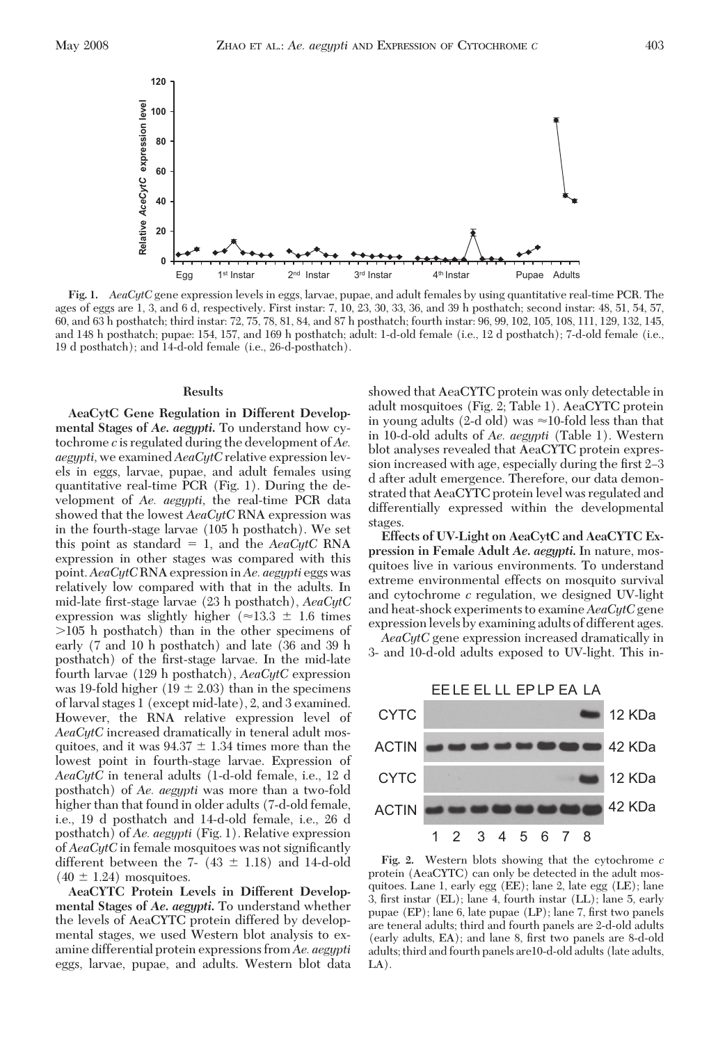**Fig. 1.** *AeaCytC* gene expression levels in eggs, larvae, pupae, and adult females by using quantitative real-time PCR. The ages of eggs are 1, 3, and 6 d, respectively. First instar: 7, 10, 23, 30, 33, 36, and 39 h posthatch; second instar: 48, 51, 54, 57, 60, and 63 h posthatch; third instar: 72, 75, 78, 81, 84, and 87 h posthatch; fourth instar: 96, 99, 102, 105, 108, 111, 129, 132, 145, and 148 h posthatch; pupae: 154, 157, and 169 h posthatch; adult: 1-d-old female (i.e., 12 d posthatch); 7-d-old female (i.e., 19 d posthatch); and 14-d-old female (i.e., 26-d-posthatch).

## Results

**AeaCytC Gene Regulation in Different Developmental Stages of *Ae. aegypti*.** To understand how cytochrome *c* is regulated during the development of *Ae. aegypti*, we examined *AeaCytC* relative expression levels in eggs, larvae, pupae, and adult females using quantitative real-time PCR (Fig. 1). During the development of *Ae. aegypti*, the real-time PCR data showed that the lowest *AeaCytC* RNA expression was in the fourth-stage larvae (105 h posthatch). We set this point as standard = 1, and the *AeaCytC* RNA expression in other stages was compared with this point. *AeaCytC* RNA expression in *Ae. aegypti* eggs was relatively low compared with that in the adults. In mid-late first-stage larvae (23 h posthatch), *AeaCytC* expression was slightly higher ($\approx$13.3 ± 1.6 times >105 h posthatch) than in the other specimens of early (7 and 10 h posthatch) and late (36 and 39 h posthatch) of the first-stage larvae. In the mid-late fourth larvae (129 h posthatch), *AeaCytC* expression was 19-fold higher (19 ± 2.03) than in the specimens of larval stages 1 (except mid-late), 2, and 3 examined. However, the RNA relative expression level of *AeaCytC* increased dramatically in teneral adult mosquitoes, and it was 94.37 ± 1.34 times more than the lowest point in fourth-stage larvae. Expression of *AeaCytC* in teneral adults (1-d-old female, i.e., 12 d posthatch) of *Ae. aegypti* was more than a two-fold higher than that found in older adults (7-d-old female, i.e., 19 d posthatch and 14-d-old female, i.e., 26 d posthatch) of *Ae. aegypti* (Fig. 1). Relative expression of *AeaCytC* in female mosquitoes was not significantly different between the 7- (43 ± 1.18) and 14-d-old (40 ± 1.24) mosquitoes.

**AeaCYTC Protein Levels in Different Developmental Stages of *Ae. aegypti*.** To understand whether the levels of AeaCYTC protein differed by developmental stages, we used Western blot analysis to examine differential protein expressions from *Ae. aegypti* eggs, larvae, pupae, and adults. Western blot data showed that AeaCYTC protein was only detectable in adult mosquitoes (Fig. 2; Table 1). AeaCYTC protein in young adults (2-d old) was $\approx$10-fold less than that in 10-d-old adults of *Ae. aegypti* (Table 1). Western blot analyses revealed that AeaCYTC protein expression increased with age, especially during the first 2–3 d after adult emergence. Therefore, our data demonstrated that AeaCYTC protein level was regulated and differentially expressed within the developmental stages.

**Effects of UV-Light on AeaCytC and AeaCYTC Expression in Female Adult *Ae. aegypti*.** In nature, mosquitoes live in various environments. To understand extreme environmental effects on mosquito survival and cytochrome *c* regulation, we designed UV-light and heat-shock experiments to examine *AeaCytC* gene expression levels by examining adults of different ages.

*AeaCytC* gene expression increased dramatically in 3- and 10-d-old adults exposed to UV-light. This in-

**Fig. 2.** Western blots showing that the cytochrome *c* protein (AeaCYTC) can only be detected in the adult mosquitoes. Lane 1, early egg (EE); lane 2, late egg (LE); lane 3, first instar (EL); lane 4, fourth instar (LL); lane 5, early pupae (EP); lane 6, late pupae (LP); lane 7, first two panels are teneral adults; third and fourth panels are 2-d-old adults (early adults, EA); and lane 8, first two panels are 8-d-old adults; third and fourth panels are10-d-old adults (late adults, LA).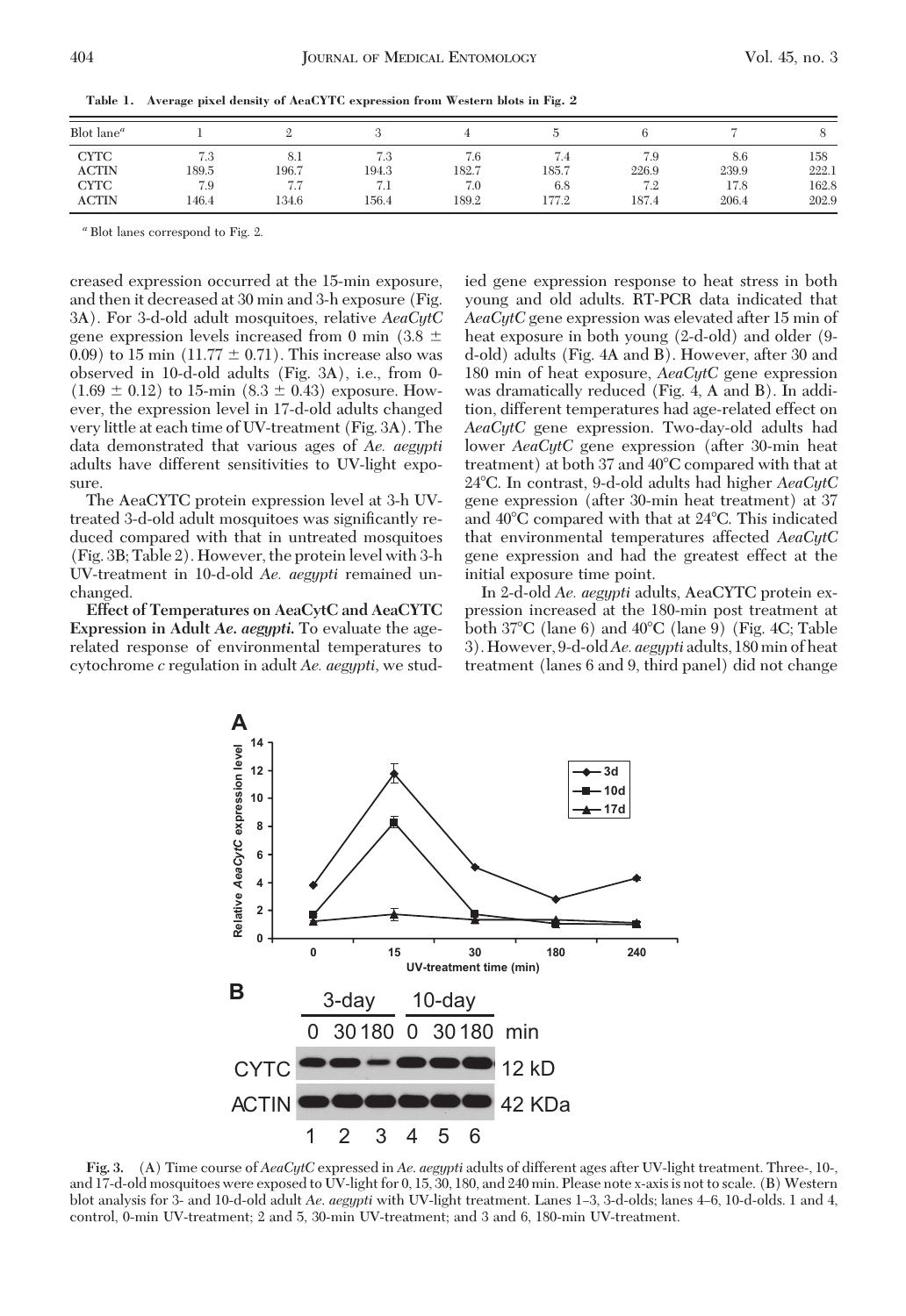**Table 1. Average pixel density of AeaCYTC expression from Western blots in Fig. 2**

| Blot lane[a] | 1 | 2 | 3 | 4 | 5 | 6 | 7 | 8 |
|---|---|---|---|---|---|---|---|---|
| CYTC | 7.3 | 8.1 | 7.3 | 7.6 | 7.4 | 7.9 | 8.6 | 158 |
| ACTIN | 189.5 | 196.7 | 194.3 | 182.7 | 185.7 | 226.9 | 239.9 | 222.1 |
| CYTC | 7.9 | 7.7 | 7.1 | 7.0 | 6.8 | 7.2 | 17.8 | 162.8 |
| ACTIN | 146.4 | 134.6 | 156.4 | 189.2 | 177.2 | 187.4 | 206.4 | 202.9 |

[a] Blot lanes correspond to Fig. 2.

creased expression occurred at the 15-min exposure, and then it decreased at 30 min and 3-h exposure (Fig. 3A). For 3-d-old adult mosquitoes, relative *AeaCytC* gene expression levels increased from 0 min (3.8 ± 0.09) to 15 min (11.77 ± 0.71). This increase also was observed in 10-d-old adults (Fig. 3A), i.e., from 0- (1.69 ± 0.12) to 15-min (8.3 ± 0.43) exposure. However, the expression level in 17-d-old adults changed very little at each time of UV-treatment (Fig. 3A). The data demonstrated that various ages of *Ae. aegypti* adults have different sensitivities to UV-light exposure.

The AeaCYTC protein expression level at 3-h UV-treated 3-d-old adult mosquitoes was significantly reduced compared with that in untreated mosquitoes (Fig. 3B; Table 2). However, the protein level with 3-h UV-treatment in 10-d-old *Ae. aegypti* remained unchanged.

**Effect of Temperatures on AeaCytC and AeaCYTC Expression in Adult *Ae. aegypti*.** To evaluate the age-related response of environmental temperatures to cytochrome *c* regulation in adult *Ae. aegypti*, we studied gene expression response to heat stress in both young and old adults. RT-PCR data indicated that *AeaCytC* gene expression was elevated after 15 min of heat exposure in both young (2-d-old) and older (9-d-old) adults (Fig. 4A and B). However, after 30 and 180 min of heat exposure, *AeaCytC* gene expression was dramatically reduced (Fig. 4, A and B). In addition, different temperatures had age-related effect on *AeaCytC* gene expression. Two-day-old adults had lower *AeaCytC* gene expression (after 30-min heat treatment) at both 37 and 40°C compared with that at 24°C. In contrast, 9-d-old adults had higher *AeaCytC* gene expression (after 30-min heat treatment) at 37 and 40°C compared with that at 24°C. This indicated that environmental temperatures affected *AeaCytC* gene expression and had the greatest effect at the initial exposure time point.

In 2-d-old *Ae. aegypti* adults, AeaCYTC protein expression increased at the 180-min post treatment at both 37°C (lane 6) and 40°C (lane 9) (Fig. 4C; Table 3). However, 9-d-old *Ae. aegypti* adults, 180 min of heat treatment (lanes 6 and 9, third panel) did not change

**Fig. 3.** (A) Time course of *AeaCytC* expressed in *Ae. aegypti* adults of different ages after UV-light treatment. Three-, 10-, and 17-d-old mosquitoes were exposed to UV-light for 0, 15, 30, 180, and 240 min. Please note x-axis is not to scale. (B) Western blot analysis for 3- and 10-d-old adult *Ae. aegypti* with UV-light treatment. Lanes 1–3, 3-d-olds; lanes 4–6, 10-d-olds. 1 and 4, control, 0-min UV-treatment; 2 and 5, 30-min UV-treatment; and 3 and 6, 180-min UV-treatment.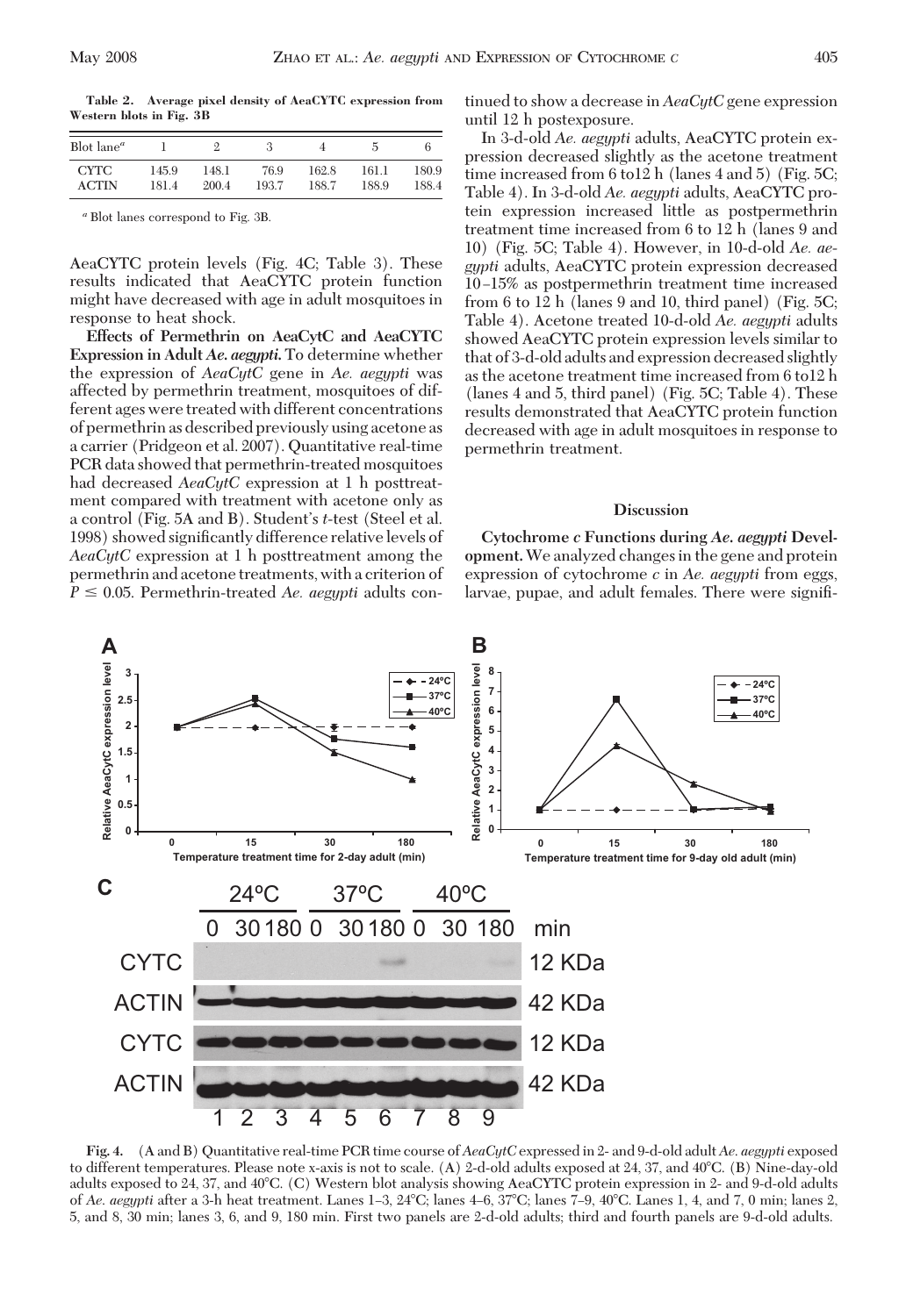**Table 2. Average pixel density of AeaCYTC expression from Western blots in Fig. 3B**

| Blot lane[a] | 1 | 2 | 3 | 4 | 5 | 6 |
|---|---|---|---|---|---|---|
| CYTC | 145.9 | 148.1 | 76.9 | 162.8 | 161.1 | 180.9 |
| ACTIN | 181.4 | 200.4 | 193.7 | 188.7 | 188.9 | 188.4 |

[a] Blot lanes correspond to Fig. 3B.

AeaCYTC protein levels (Fig. 4C; Table 3). These results indicated that AeaCYTC protein function might have decreased with age in adult mosquitoes in response to heat shock.

**Effects of Permethrin on AeaCytC and AeaCYTC Expression in Adult *Ae. aegypti*.** To determine whether the expression of *AeaCytC* gene in *Ae. aegypti* was affected by permethrin treatment, mosquitoes of different ages were treated with different concentrations of permethrin as described previously using acetone as a carrier (Pridgeon et al. 2007). Quantitative real-time PCR data showed that permethrin-treated mosquitoes had decreased *AeaCytC* expression at 1 h posttreatment compared with treatment with acetone only as a control (Fig. 5A and B). Student's *t*-test (Steel et al. 1998) showed significantly difference relative levels of *AeaCytC* expression at 1 h posttreatment among the permethrin and acetone treatments, with a criterion of $P \leq 0.05$. Permethrin-treated *Ae. aegypti* adults continued to show a decrease in *AeaCytC* gene expression until 12 h postexposure.

In 3-d-old *Ae. aegypti* adults, AeaCYTC protein expression decreased slightly as the acetone treatment time increased from 6 to12 h (lanes 4 and 5) (Fig. 5C; Table 4). In 3-d-old *Ae. aegypti* adults, AeaCYTC protein expression increased little as postpermethrin treatment time increased from 6 to 12 h (lanes 9 and 10) (Fig. 5C; Table 4). However, in 10-d-old *Ae. aegypti* adults, AeaCYTC protein expression decreased 10–15% as postpermethrin treatment time increased from 6 to 12 h (lanes 9 and 10, third panel) (Fig. 5C; Table 4). Acetone treated 10-d-old *Ae. aegypti* adults showed AeaCYTC protein expression levels similar to that of 3-d-old adults and expression decreased slightly as the acetone treatment time increased from 6 to12 h (lanes 4 and 5, third panel) (Fig. 5C; Table 4). These results demonstrated that AeaCYTC protein function decreased with age in adult mosquitoes in response to permethrin treatment.

## Discussion

**Cytochrome *c* Functions during *Ae. aegypti* Development.** We analyzed changes in the gene and protein expression of cytochrome *c* in *Ae. aegypti* from eggs, larvae, pupae, and adult females. There were signifi-

**Fig. 4.** (A and B) Quantitative real-time PCR time course of *AeaCytC* expressed in 2- and 9-d-old adult *Ae. aegypti* exposed to different temperatures. Please note x-axis is not to scale. (A) 2-d-old adults exposed at 24, 37, and 40°C. (B) Nine-day-old adults exposed to 24, 37, and 40°C. (C) Western blot analysis showing AeaCYTC protein expression in 2- and 9-d-old adults of *Ae. aegypti* after a 3-h heat treatment. Lanes 1–3, 24°C; lanes 4–6, 37°C; lanes 7–9, 40°C. Lanes 1, 4, and 7, 0 min; lanes 2, 5, and 8, 30 min; lanes 3, 6, and 9, 180 min. First two panels are 2-d-old adults; third and fourth panels are 9-d-old adults.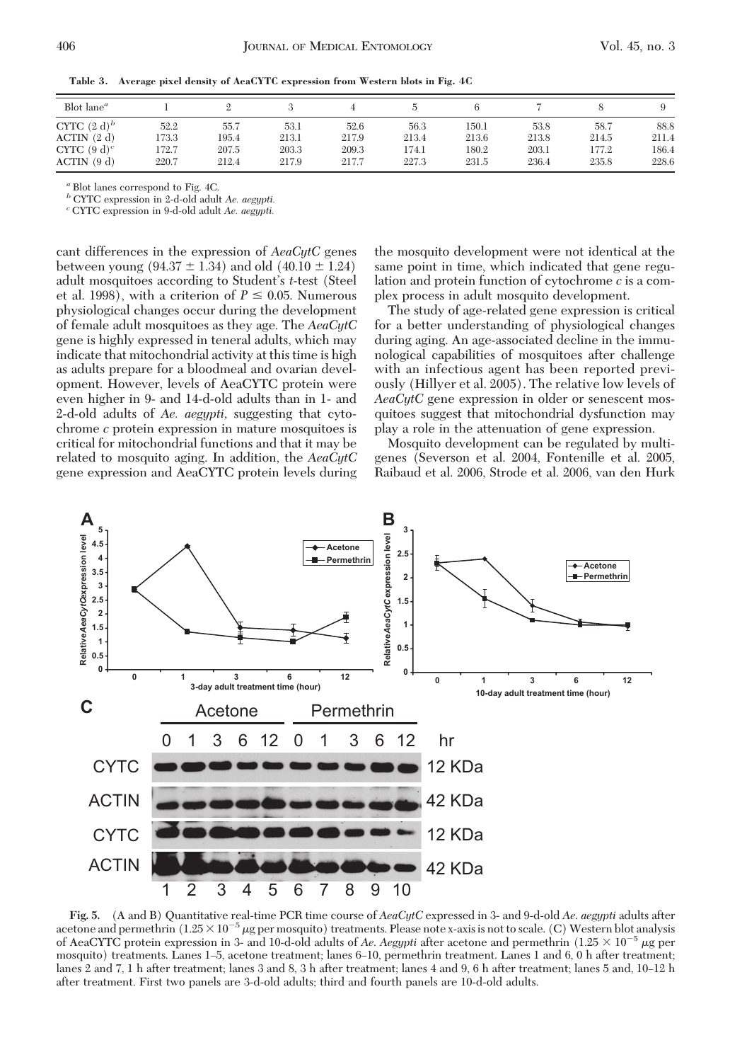**Table 3. Average pixel density of AeaCYTC expression from Western blots in Fig. 4C**

| Blot lane[a] | 1 | 2 | 3 | 4 | 5 | 6 | 7 | 8 | 9 |
|---|---|---|---|---|---|---|---|---|---|
| CYTC (2 d)[b] | 52.2 | 55.7 | 53.1 | 52.6 | 56.3 | 150.1 | 53.8 | 58.7 | 88.8 |
| ACTIN (2 d) | 173.3 | 195.4 | 213.1 | 217.9 | 213.4 | 213.6 | 213.8 | 214.5 | 211.4 |
| CYTC (9 d)[c] | 172.7 | 207.5 | 203.3 | 209.3 | 174.1 | 180.2 | 203.1 | 177.2 | 186.4 |
| ACTIN (9 d) | 220.7 | 212.4 | 217.9 | 217.7 | 227.3 | 231.5 | 236.4 | 235.8 | 228.6 |

[a] Blot lanes correspond to Fig. 4C.
[b] CYTC expression in 2-d-old adult *Ae. aegypti.*
[c] CYTC expression in 9-d-old adult *Ae. aegypti.*

cant differences in the expression of *AeaCytC* genes between young (94.37 ± 1.34) and old (40.10 ± 1.24) adult mosquitoes according to Student's *t*-test (Steel et al. 1998), with a criterion of $P \leq 0.05$. Numerous physiological changes occur during the development of female adult mosquitoes as they age. The *AeaCytC* gene is highly expressed in teneral adults, which may indicate that mitochondrial activity at this time is high as adults prepare for a bloodmeal and ovarian development. However, levels of AeaCYTC protein were even higher in 9- and 14-d-old adults than in 1- and 2-d-old adults of *Ae. aegypti,* suggesting that cytochrome *c* protein expression in mature mosquitoes is critical for mitochondrial functions and that it may be related to mosquito aging. In addition, the *AeaCytC* gene expression and AeaCYTC protein levels during the mosquito development were not identical at the same point in time, which indicated that gene regulation and protein function of cytochrome *c* is a complex process in adult mosquito development.

The study of age-related gene expression is critical for a better understanding of physiological changes during aging. An age-associated decline in the immunological capabilities of mosquitoes after challenge with an infectious agent has been reported previously (Hillyer et al. 2005). The relative low levels of *AeaCytC* gene expression in older or senescent mosquitoes suggest that mitochondrial dysfunction may play a role in the attenuation of gene expression.

Mosquito development can be regulated by multigenes (Severson et al. 2004, Fontenille et al. 2005, Raibaud et al. 2006, Strode et al. 2006, van den Hurk

**Fig. 5.** (A and B) Quantitative real-time PCR time course of *AeaCytC* expressed in 3- and 9-d-old *Ae. aegypti* adults after acetone and permethrin ($1.25 \times 10^{-5}$ μg per mosquito) treatments. Please note x-axis is not to scale. (C) Western blot analysis of AeaCYTC protein expression in 3- and 10-d-old adults of *Ae. Aegypti* after acetone and permethrin ($1.25 \times 10^{-5}$ μg per mosquito) treatments. Lanes 1–5, acetone treatment; lanes 6–10, permethrin treatment. Lanes 1 and 6, 0 h after treatment; lanes 2 and 7, 1 h after treatment; lanes 3 and 8, 3 h after treatment; lanes 4 and 9, 6 h after treatment; lanes 5 and, 10–12 h after treatment. First two panels are 3-d-old adults; third and fourth panels are 10-d-old adults.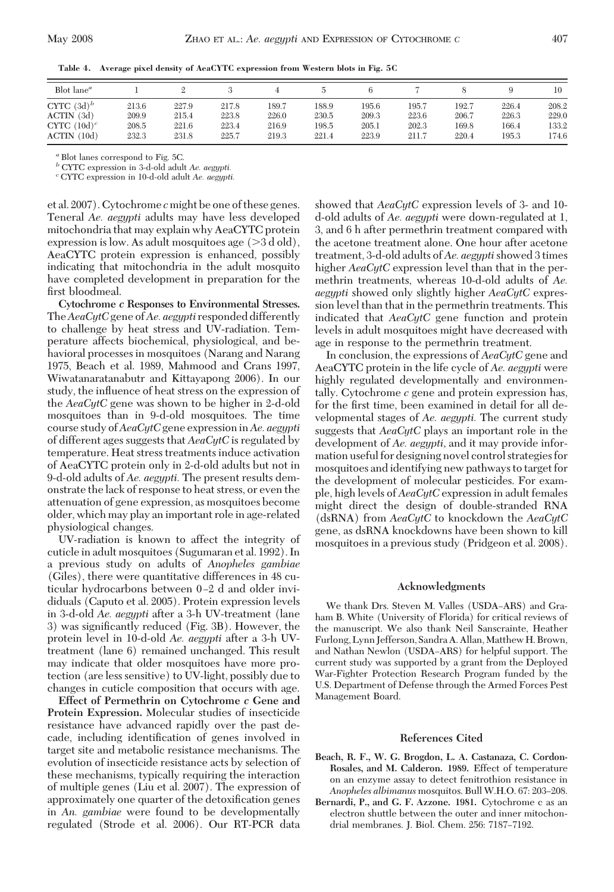**Table 4. Average pixel density of AeaCYTC expression from Western blots in Fig. 5C**

| Blot lane[a] | 1 | 2 | 3 | 4 | 5 | 6 | 7 | 8 | 9 | 10 |
|---|---|---|---|---|---|---|---|---|---|---|
| CYTC (3d)[b] | 213.6 | 227.9 | 217.8 | 189.7 | 188.9 | 195.6 | 195.7 | 192.7 | 226.4 | 208.2 |
| ACTIN (3d) | 209.9 | 215.4 | 223.8 | 226.0 | 230.5 | 209.3 | 223.6 | 206.7 | 226.3 | 229.0 |
| CYTC (10d)[c] | 208.5 | 221.6 | 223.4 | 216.9 | 198.5 | 205.1 | 202.3 | 169.8 | 166.4 | 133.2 |
| ACTIN (10d) | 232.3 | 231.8 | 225.7 | 219.3 | 221.4 | 223.9 | 211.7 | 220.4 | 195.3 | 174.6 |

[a] Blot lanes correspond to Fig. 5C.

[b] CYTC expression in 3-d-old adult *Ae. aegypti.*

[c] CYTC expression in 10-d-old adult *Ae. aegypti.*

et al. 2007). Cytochrome *c* might be one of these genes. Teneral *Ae. aegypti* adults may have less developed mitochondria that may explain why AeaCYTC protein expression is low. As adult mosquitoes age (>3 d old), AeaCYTC protein expression is enhanced, possibly indicating that mitochondria in the adult mosquito have completed development in preparation for the first bloodmeal.

**Cytochrome *c* Responses to Environmental Stresses.** The *AeaCytC* gene of *Ae. aegypti* responded differently to challenge by heat stress and UV-radiation. Temperature affects biochemical, physiological, and behavioral processes in mosquitoes (Narang and Narang 1975, Beach et al. 1989, Mahmood and Crans 1997, Wiwatanaratanabutr and Kittayapong 2006). In our study, the influence of heat stress on the expression of the *AeaCytC* gene was shown to be higher in 2-d-old mosquitoes than in 9-d-old mosquitoes. The time course study of *AeaCytC* gene expression in *Ae. aegypti* of different ages suggests that *AeaCytC* is regulated by temperature. Heat stress treatments induce activation of AeaCYTC protein only in 2-d-old adults but not in 9-d-old adults of *Ae. aegypti.* The present results demonstrate the lack of response to heat stress, or even the attenuation of gene expression, as mosquitoes become older, which may play an important role in age-related physiological changes.

UV-radiation is known to affect the integrity of cuticle in adult mosquitoes (Sugumaran et al. 1992). In a previous study on adults of *Anopheles gambiae* (Giles), there were quantitative differences in 48 cuticular hydrocarbons between 0–2 d and older invididuals (Caputo et al. 2005). Protein expression levels in 3-d-old *Ae. aegypti* after a 3-h UV-treatment (lane 3) was significantly reduced (Fig. 3B). However, the protein level in 10-d-old *Ae. aegypti* after a 3-h UV-treatment (lane 6) remained unchanged. This result may indicate that older mosquitoes have more protection (are less sensitive) to UV-light, possibly due to changes in cuticle composition that occurs with age.

**Effect of Permethrin on Cytochrome *c* Gene and Protein Expression.** Molecular studies of insecticide resistance have advanced rapidly over the past decade, including identification of genes involved in target site and metabolic resistance mechanisms. The evolution of insecticide resistance acts by selection of these mechanisms, typically requiring the interaction of multiple genes (Liu et al. 2007). The expression of approximately one quarter of the detoxification genes in *An. gambiae* were found to be developmentally regulated (Strode et al. 2006). Our RT-PCR data showed that *AeaCytC* expression levels of 3- and 10-d-old adults of *Ae. aegypti* were down-regulated at 1, 3, and 6 h after permethrin treatment compared with the acetone treatment alone. One hour after acetone treatment, 3-d-old adults of *Ae. aegypti* showed 3 times higher *AeaCytC* expression level than that in the permethrin treatments, whereas 10-d-old adults of *Ae. aegypti* showed only slightly higher *AeaCytC* expression level than that in the permethrin treatments. This indicated that *AeaCytC* gene function and protein levels in adult mosquitoes might have decreased with age in response to the permethrin treatment.

In conclusion, the expressions of *AeaCytC* gene and AeaCYTC protein in the life cycle of *Ae. aegypti* were highly regulated developmentally and environmentally. Cytochrome *c* gene and protein expression has, for the first time, been examined in detail for all developmental stages of *Ae. aegypti.* The current study suggests that *AeaCytC* plays an important role in the development of *Ae. aegypti*, and it may provide information useful for designing novel control strategies for mosquitoes and identifying new pathways to target for the development of molecular pesticides. For example, high levels of *AeaCytC* expression in adult females might direct the design of double-stranded RNA (dsRNA) from *AeaCytC* to knockdown the *AeaCytC* gene, as dsRNA knockdowns have been shown to kill mosquitoes in a previous study (Pridgeon et al. 2008).

## Acknowledgments

We thank Drs. Steven M. Valles (USDA–ARS) and Graham B. White (University of Florida) for critical reviews of the manuscript. We also thank Neil Sanscrainte, Heather Furlong, Lynn Jefferson, Sandra A. Allan, Matthew H. Brown, and Nathan Newlon (USDA–ARS) for helpful support. The current study was supported by a grant from the Deployed War-Fighter Protection Research Program funded by the U.S. Department of Defense through the Armed Forces Pest Management Board.

## References Cited

**Beach, R. F., W. G. Brogdon, L. A. Castanaza, C. Cordon-Rosales, and M. Calderon. 1989.** Effect of temperature on an enzyme assay to detect fenitrothion resistance in *Anopheles albimanus* mosquitos. Bull W.H.O. 67: 203–208.

**Bernardi, P., and G. F. Azzone. 1981.** Cytochrome c as an electron shuttle between the outer and inner mitochondrial membranes. J. Biol. Chem. 256: 7187–7192.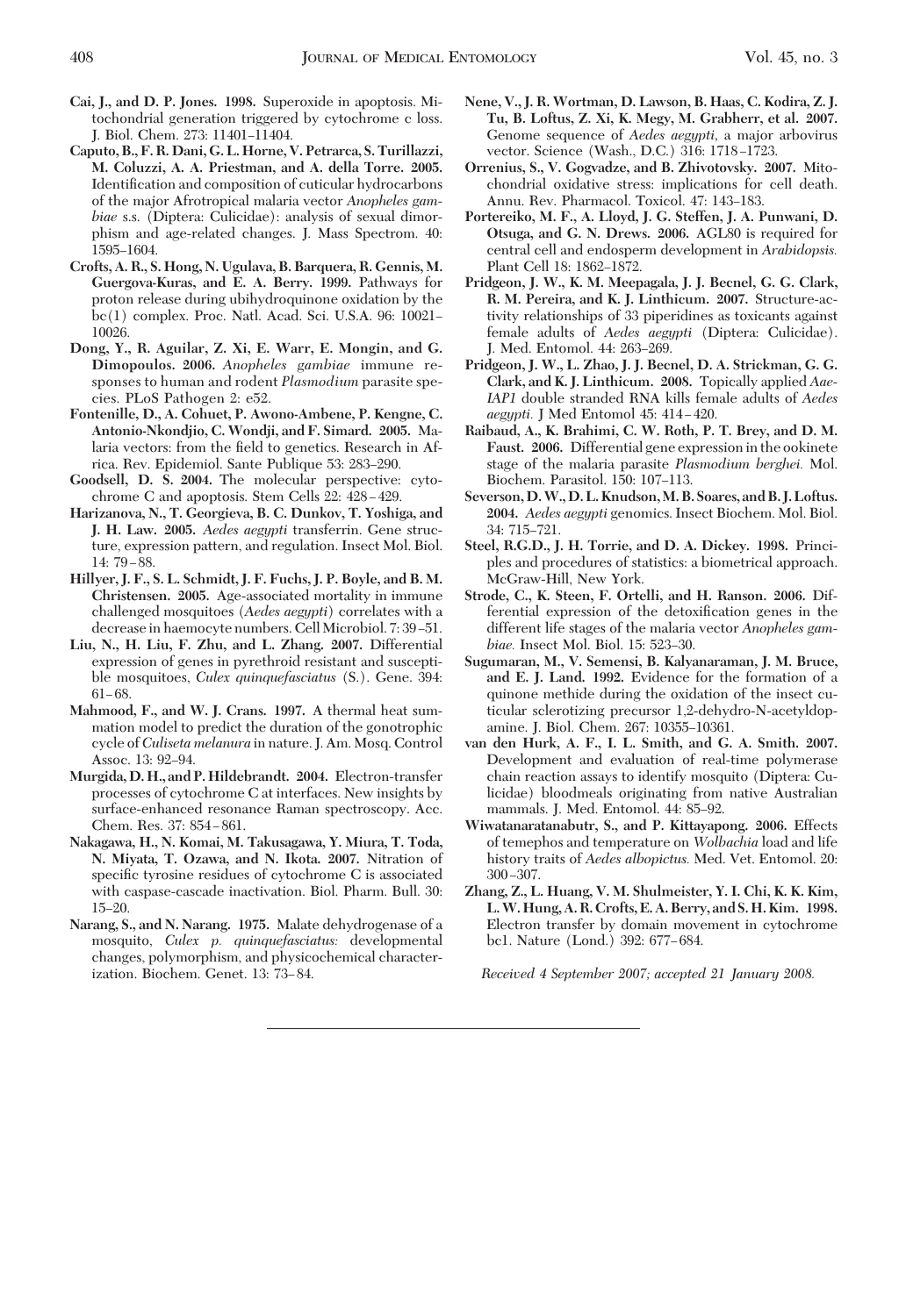**Cai, J., and D. P. Jones. 1998.** Superoxide in apoptosis. Mitochondrial generation triggered by cytochrome c loss. J. Biol. Chem. 273: 11401–11404.

**Caputo, B., F. R. Dani, G. L. Horne, V. Petrarca, S. Turillazzi, M. Coluzzi, A. A. Priestman, and A. della Torre. 2005.** Identification and composition of cuticular hydrocarbons of the major Afrotropical malaria vector *Anopheles gambiae* s.s. (Diptera: Culicidae): analysis of sexual dimorphism and age-related changes. J. Mass Spectrom. 40: 1595–1604.

**Crofts, A. R., S. Hong, N. Ugulava, B. Barquera, R. Gennis, M. Guergova-Kuras, and E. A. Berry. 1999.** Pathways for proton release during ubihydroquinone oxidation by the bc(1) complex. Proc. Natl. Acad. Sci. U.S.A. 96: 10021–10026.

**Dong, Y., R. Aguilar, Z. Xi, E. Warr, E. Mongin, and G. Dimopoulos. 2006.** *Anopheles gambiae* immune responses to human and rodent *Plasmodium* parasite species. PLoS Pathogen 2: e52.

**Fontenille, D., A. Cohuet, P. Awono-Ambene, P. Kengne, C. Antonio-Nkondjio, C. Wondji, and F. Simard. 2005.** Malaria vectors: from the field to genetics. Research in Africa. Rev. Epidemiol. Sante Publique 53: 283–290.

**Goodsell, D. S. 2004.** The molecular perspective: cytochrome C and apoptosis. Stem Cells 22: 428–429.

**Harizanova, N., T. Georgieva, B. C. Dunkov, T. Yoshiga, and J. H. Law. 2005.** *Aedes aegypti* transferrin. Gene structure, expression pattern, and regulation. Insect Mol. Biol. 14: 79–88.

**Hillyer, J. F., S. L. Schmidt, J. F. Fuchs, J. P. Boyle, and B. M. Christensen. 2005.** Age-associated mortality in immune challenged mosquitoes (*Aedes aegypti*) correlates with a decrease in haemocyte numbers. Cell Microbiol. 7: 39–51.

**Liu, N., H. Liu, F. Zhu, and L. Zhang. 2007.** Differential expression of genes in pyrethroid resistant and susceptible mosquitoes, *Culex quinquefasciatus* (S.). Gene. 394: 61–68.

**Mahmood, F., and W. J. Crans. 1997.** A thermal heat summation model to predict the duration of the gonotrophic cycle of *Culiseta melanura* in nature. J. Am. Mosq. Control Assoc. 13: 92–94.

**Murgida, D. H., and P. Hildebrandt. 2004.** Electron-transfer processes of cytochrome C at interfaces. New insights by surface-enhanced resonance Raman spectroscopy. Acc. Chem. Res. 37: 854–861.

**Nakagawa, H., N. Komai, M. Takusagawa, Y. Miura, T. Toda, N. Miyata, T. Ozawa, and N. Ikota. 2007.** Nitration of specific tyrosine residues of cytochrome C is associated with caspase-cascade inactivation. Biol. Pharm. Bull. 30: 15–20.

**Narang, S., and N. Narang. 1975.** Malate dehydrogenase of a mosquito, *Culex p. quinquefasciatus:* developmental changes, polymorphism, and physicochemical characterization. Biochem. Genet. 13: 73–84.

**Nene, V., J. R. Wortman, D. Lawson, B. Haas, C. Kodira, Z. J. Tu, B. Loftus, Z. Xi, K. Megy, M. Grabherr, et al. 2007.** Genome sequence of *Aedes aegypti*, a major arbovirus vector. Science (Wash., D.C.) 316: 1718–1723.

**Orrenius, S., V. Gogvadze, and B. Zhivotovsky. 2007.** Mitochondrial oxidative stress: implications for cell death. Annu. Rev. Pharmacol. Toxicol. 47: 143–183.

**Portereiko, M. F., A. Lloyd, J. G. Steffen, J. A. Punwani, D. Otsuga, and G. N. Drews. 2006.** AGL80 is required for central cell and endosperm development in *Arabidopsis.* Plant Cell 18: 1862–1872.

**Pridgeon, J. W., K. M. Meepagala, J. J. Becnel, G. G. Clark, R. M. Pereira, and K. J. Linthicum. 2007.** Structure-activity relationships of 33 piperidines as toxicants against female adults of *Aedes aegypti* (Diptera: Culicidae). J. Med. Entomol. 44: 263–269.

**Pridgeon, J. W., L. Zhao, J. J. Becnel, D. A. Strickman, G. G. Clark, and K. J. Linthicum. 2008.** Topically applied *AaeIAP1* double stranded RNA kills female adults of *Aedes aegypti.* J Med Entomol 45: 414–420.

**Raibaud, A., K. Brahimi, C. W. Roth, P. T. Brey, and D. M. Faust. 2006.** Differential gene expression in the ookinete stage of the malaria parasite *Plasmodium berghei.* Mol. Biochem. Parasitol. 150: 107–113.

**Severson, D. W., D. L. Knudson, M. B. Soares, and B. J. Loftus. 2004.** *Aedes aegypti* genomics. Insect Biochem. Mol. Biol. 34: 715–721.

**Steel, R.G.D., J. H. Torrie, and D. A. Dickey. 1998.** Principles and procedures of statistics: a biometrical approach. McGraw-Hill, New York.

**Strode, C., K. Steen, F. Ortelli, and H. Ranson. 2006.** Differential expression of the detoxification genes in the different life stages of the malaria vector *Anopheles gambiae.* Insect Mol. Biol. 15: 523–30.

**Sugumaran, M., V. Semensi, B. Kalyanaraman, J. M. Bruce, and E. J. Land. 1992.** Evidence for the formation of a quinone methide during the oxidation of the insect cuticular sclerotizing precursor 1,2-dehydro-N-acetyldopamine. J. Biol. Chem. 267: 10355–10361.

**van den Hurk, A. F., I. L. Smith, and G. A. Smith. 2007.** Development and evaluation of real-time polymerase chain reaction assays to identify mosquito (Diptera: Culicidae) bloodmeals originating from native Australian mammals. J. Med. Entomol. 44: 85–92.

**Wiwatanaratanabutr, S., and P. Kittayapong. 2006.** Effects of temephos and temperature on *Wolbachia* load and life history traits of *Aedes albopictus.* Med. Vet. Entomol. 20: 300–307.

**Zhang, Z., L. Huang, V. M. Shulmeister, Y. I. Chi, K. K. Kim, L. W. Hung, A. R. Crofts, E. A. Berry, and S. H. Kim. 1998.** Electron transfer by domain movement in cytochrome bc1. Nature (Lond.) 392: 677–684.

*Received 4 September 2007; accepted 21 January 2008.*